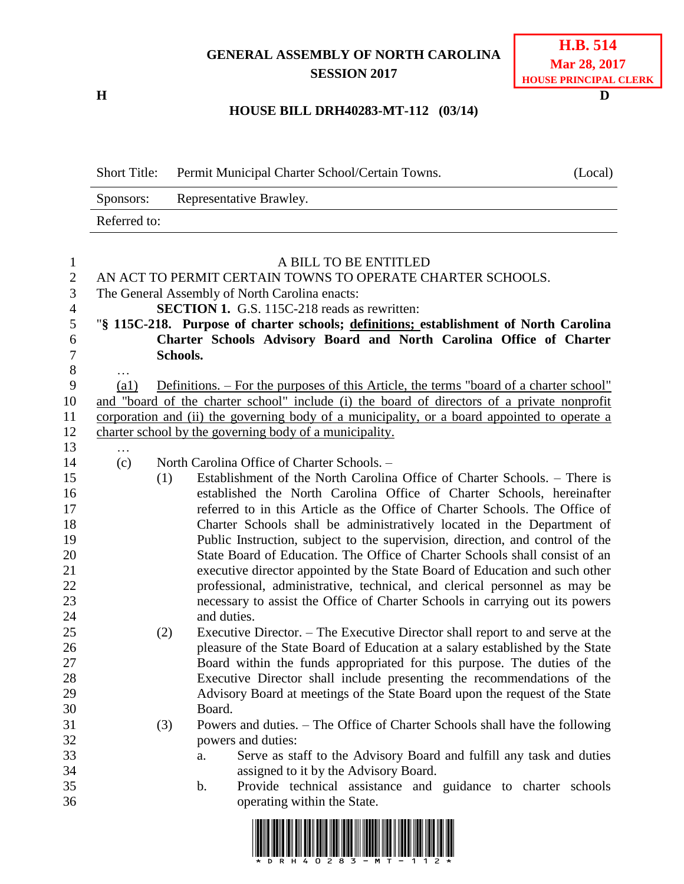**GENERAL ASSEMBLY OF NORTH CAROLINA**
**SESSION 2017**

**H.B. 514**
**Mar 28, 2017**
**HOUSE PRINCIPAL CLERK**

**H** **D**

**HOUSE BILL DRH40283-MT-112 (03/14)**

| | | |
|---|---|---|
| Short Title: | Permit Municipal Charter School/Certain Towns. | (Local) |
| Sponsors: | Representative Brawley. | |
| Referred to: | | |

A BILL TO BE ENTITLED

AN ACT TO PERMIT CERTAIN TOWNS TO OPERATE CHARTER SCHOOLS.

The General Assembly of North Carolina enacts:

**SECTION 1.** G.S. 115C-218 reads as rewritten:

"**§ 115C-218. Purpose of charter schools; definitions; establishment of North Carolina Charter Schools Advisory Board and North Carolina Office of Charter Schools.**

…

(a1) Definitions. – For the purposes of this Article, the terms "board of a charter school" and "board of the charter school" include (i) the board of directors of a private nonprofit corporation and (ii) the governing body of a municipality, or a board appointed to operate a charter school by the governing body of a municipality.

…

(c) North Carolina Office of Charter Schools. –

(1) Establishment of the North Carolina Office of Charter Schools. – There is established the North Carolina Office of Charter Schools, hereinafter referred to in this Article as the Office of Charter Schools. The Office of Charter Schools shall be administratively located in the Department of Public Instruction, subject to the supervision, direction, and control of the State Board of Education. The Office of Charter Schools shall consist of an executive director appointed by the State Board of Education and such other professional, administrative, technical, and clerical personnel as may be necessary to assist the Office of Charter Schools in carrying out its powers and duties.

(2) Executive Director. – The Executive Director shall report to and serve at the pleasure of the State Board of Education at a salary established by the State Board within the funds appropriated for this purpose. The duties of the Executive Director shall include presenting the recommendations of the Advisory Board at meetings of the State Board upon the request of the State Board.

(3) Powers and duties. – The Office of Charter Schools shall have the following powers and duties:

a. Serve as staff to the Advisory Board and fulfill any task and duties assigned to it by the Advisory Board.

b. Provide technical assistance and guidance to charter schools operating within the State.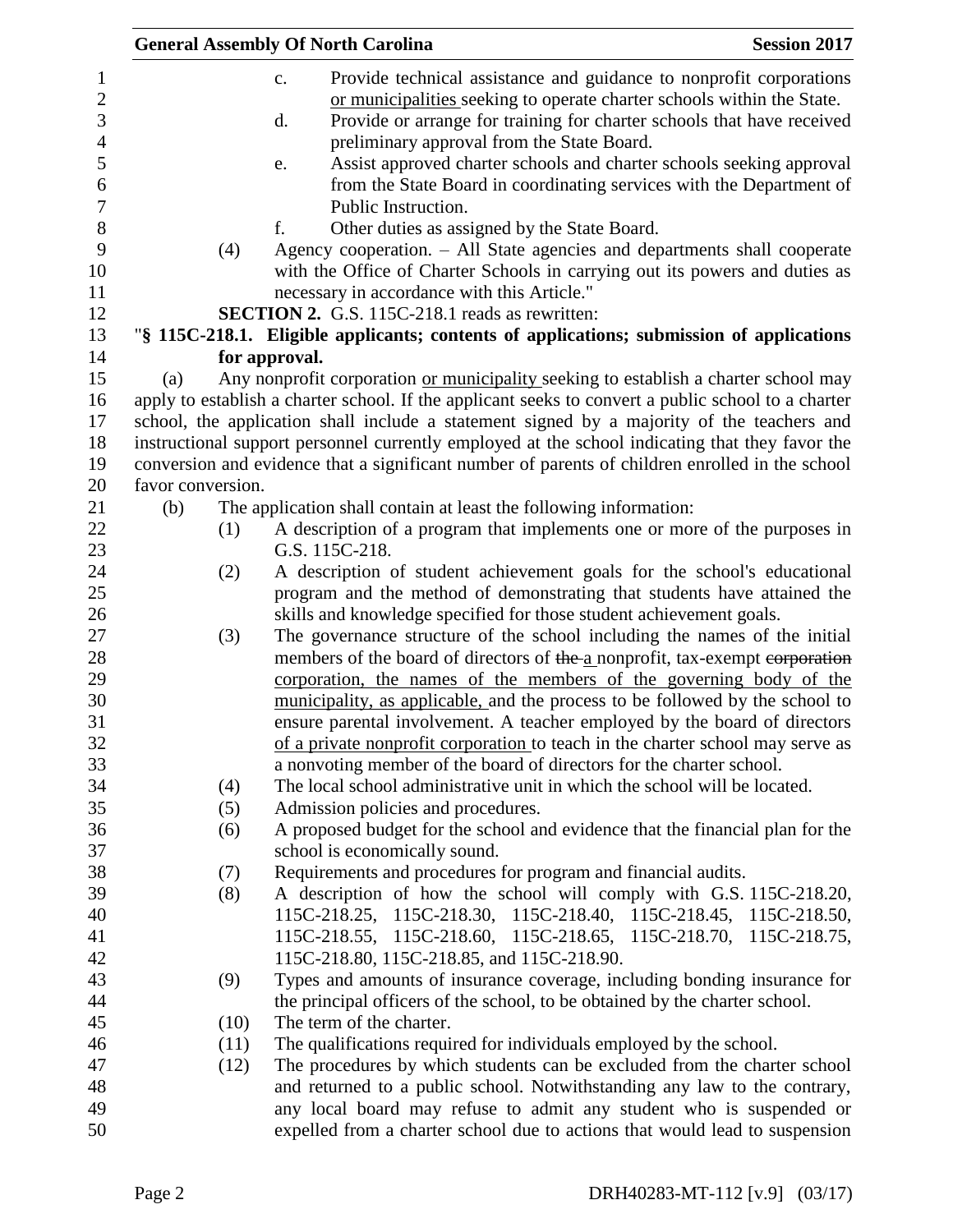c. Provide technical assistance and guidance to nonprofit corporations or municipalities seeking to operate charter schools within the State.

d. Provide or arrange for training for charter schools that have received preliminary approval from the State Board.

e. Assist approved charter schools and charter schools seeking approval from the State Board in coordinating services with the Department of Public Instruction.

f. Other duties as assigned by the State Board.

(4) Agency cooperation. – All State agencies and departments shall cooperate with the Office of Charter Schools in carrying out its powers and duties as necessary in accordance with this Article."

**SECTION 2.** G.S. 115C-218.1 reads as rewritten:

"**§ 115C-218.1. Eligible applicants; contents of applications; submission of applications for approval.**

(a) Any nonprofit corporation or municipality seeking to establish a charter school may apply to establish a charter school. If the applicant seeks to convert a public school to a charter school, the application shall include a statement signed by a majority of the teachers and instructional support personnel currently employed at the school indicating that they favor the conversion and evidence that a significant number of parents of children enrolled in the school favor conversion.

(b) The application shall contain at least the following information:

(1) A description of a program that implements one or more of the purposes in G.S. 115C-218.

(2) A description of student achievement goals for the school's educational program and the method of demonstrating that students have attained the skills and knowledge specified for those student achievement goals.

(3) The governance structure of the school including the names of the initial members of the board of directors of ~~the~~ a nonprofit, tax-exempt ~~corporation~~ corporation, the names of the members of the governing body of the municipality, as applicable, and the process to be followed by the school to ensure parental involvement. A teacher employed by the board of directors of a private nonprofit corporation to teach in the charter school may serve as a nonvoting member of the board of directors for the charter school.

(4) The local school administrative unit in which the school will be located.

(5) Admission policies and procedures.

(6) A proposed budget for the school and evidence that the financial plan for the school is economically sound.

(7) Requirements and procedures for program and financial audits.

(8) A description of how the school will comply with G.S. 115C-218.20, 115C-218.25, 115C-218.30, 115C-218.40, 115C-218.45, 115C-218.50, 115C-218.55, 115C-218.60, 115C-218.65, 115C-218.70, 115C-218.75, 115C-218.80, 115C-218.85, and 115C-218.90.

(9) Types and amounts of insurance coverage, including bonding insurance for the principal officers of the school, to be obtained by the charter school.

(10) The term of the charter.

(11) The qualifications required for individuals employed by the school.

(12) The procedures by which students can be excluded from the charter school and returned to a public school. Notwithstanding any law to the contrary, any local board may refuse to admit any student who is suspended or expelled from a charter school due to actions that would lead to suspension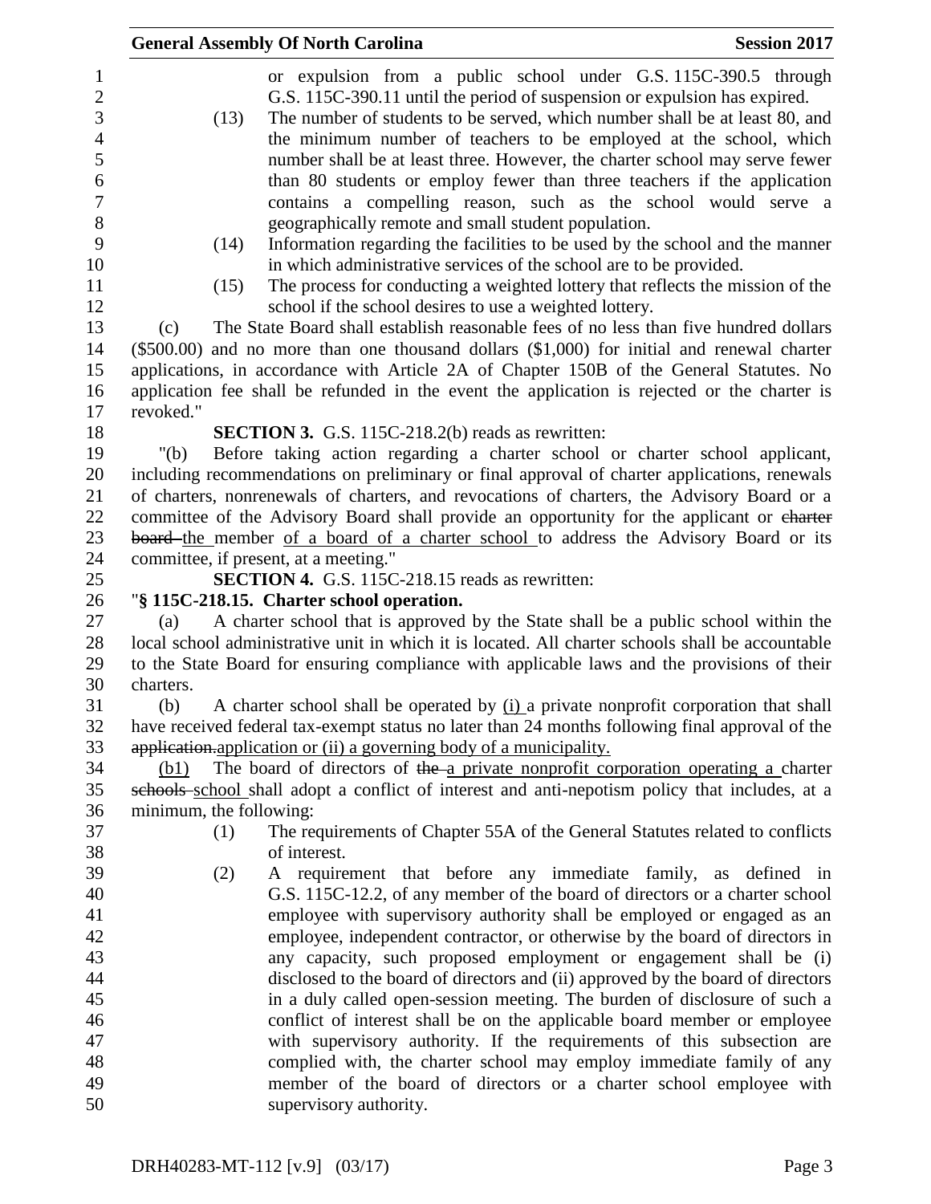or expulsion from a public school under G.S. 115C-390.5 through G.S. 115C-390.11 until the period of suspension or expulsion has expired.

(13) The number of students to be served, which number shall be at least 80, and the minimum number of teachers to be employed at the school, which number shall be at least three. However, the charter school may serve fewer than 80 students or employ fewer than three teachers if the application contains a compelling reason, such as the school would serve a geographically remote and small student population.

(14) Information regarding the facilities to be used by the school and the manner in which administrative services of the school are to be provided.

(15) The process for conducting a weighted lottery that reflects the mission of the school if the school desires to use a weighted lottery.

(c) The State Board shall establish reasonable fees of no less than five hundred dollars ($500.00) and no more than one thousand dollars ($1,000) for initial and renewal charter applications, in accordance with Article 2A of Chapter 150B of the General Statutes. No application fee shall be refunded in the event the application is rejected or the charter is revoked."

**SECTION 3.** G.S. 115C-218.2(b) reads as rewritten:

"(b) Before taking action regarding a charter school or charter school applicant, including recommendations on preliminary or final approval of charter applications, renewals of charters, nonrenewals of charters, and revocations of charters, the Advisory Board or a committee of the Advisory Board shall provide an opportunity for the applicant or ~~charter board~~ the member of a board of a charter school to address the Advisory Board or its committee, if present, at a meeting."

**SECTION 4.** G.S. 115C-218.15 reads as rewritten:

"**§ 115C-218.15. Charter school operation.**

(a) A charter school that is approved by the State shall be a public school within the local school administrative unit in which it is located. All charter schools shall be accountable to the State Board for ensuring compliance with applicable laws and the provisions of their charters.

(b) A charter school shall be operated by (i) a private nonprofit corporation that shall have received federal tax-exempt status no later than 24 months following final approval of the ~~application.~~application or (ii) a governing body of a municipality.

(b1) The board of directors of ~~the~~ a private nonprofit corporation operating a charter ~~schools~~ school shall adopt a conflict of interest and anti-nepotism policy that includes, at a minimum, the following:

(1) The requirements of Chapter 55A of the General Statutes related to conflicts of interest.

(2) A requirement that before any immediate family, as defined in G.S. 115C-12.2, of any member of the board of directors or a charter school employee with supervisory authority shall be employed or engaged as an employee, independent contractor, or otherwise by the board of directors in any capacity, such proposed employment or engagement shall be (i) disclosed to the board of directors and (ii) approved by the board of directors in a duly called open-session meeting. The burden of disclosure of such a conflict of interest shall be on the applicable board member or employee with supervisory authority. If the requirements of this subsection are complied with, the charter school may employ immediate family of any member of the board of directors or a charter school employee with supervisory authority.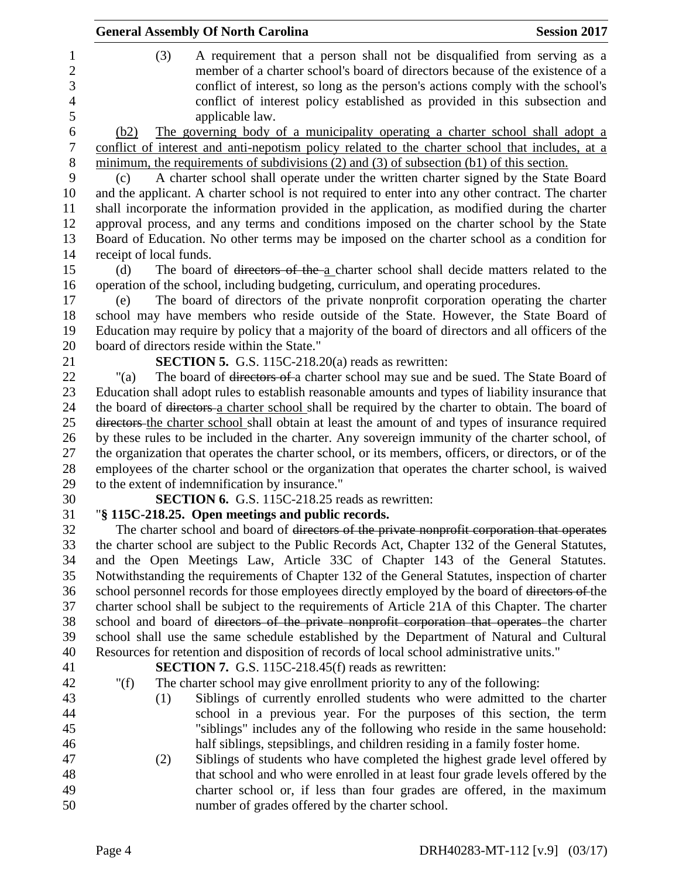(3) A requirement that a person shall not be disqualified from serving as a member of a charter school's board of directors because of the existence of a conflict of interest, so long as the person's actions comply with the school's conflict of interest policy established as provided in this subsection and applicable law.

<u>(b2) The governing body of a municipality operating a charter school shall adopt a conflict of interest and anti-nepotism policy related to the charter school that includes, at a minimum, the requirements of subdivisions (2) and (3) of subsection (b1) of this section.</u>

(c) A charter school shall operate under the written charter signed by the State Board and the applicant. A charter school is not required to enter into any other contract. The charter shall incorporate the information provided in the application, as modified during the charter approval process, and any terms and conditions imposed on the charter school by the State Board of Education. No other terms may be imposed on the charter school as a condition for receipt of local funds.

(d) The board of ~~directors of the~~ <u>a</u> charter school shall decide matters related to the operation of the school, including budgeting, curriculum, and operating procedures.

(e) The board of directors of the private nonprofit corporation operating the charter school may have members who reside outside of the State. However, the State Board of Education may require by policy that a majority of the board of directors and all officers of the board of directors reside within the State."

**SECTION 5.** G.S. 115C-218.20(a) reads as rewritten:

"(a) The board of ~~directors of~~ a charter school may sue and be sued. The State Board of Education shall adopt rules to establish reasonable amounts and types of liability insurance that the board of ~~directors~~ <u>a charter school</u> shall be required by the charter to obtain. The board of ~~directors~~ <u>the charter school</u> shall obtain at least the amount of and types of insurance required by these rules to be included in the charter. Any sovereign immunity of the charter school, of the organization that operates the charter school, or its members, officers, or directors, or of the employees of the charter school or the organization that operates the charter school, is waived to the extent of indemnification by insurance."

**SECTION 6.** G.S. 115C-218.25 reads as rewritten:

"**§ 115C-218.25. Open meetings and public records.**

The charter school and board of ~~directors of the private nonprofit corporation that operates~~ the charter school are subject to the Public Records Act, Chapter 132 of the General Statutes, and the Open Meetings Law, Article 33C of Chapter 143 of the General Statutes. Notwithstanding the requirements of Chapter 132 of the General Statutes, inspection of charter school personnel records for those employees directly employed by the board of ~~directors of~~ the charter school shall be subject to the requirements of Article 21A of this Chapter. The charter school and board of ~~directors of the private nonprofit corporation that operates~~ the charter school shall use the same schedule established by the Department of Natural and Cultural Resources for retention and disposition of records of local school administrative units."

**SECTION 7.** G.S. 115C-218.45(f) reads as rewritten:

"(f) The charter school may give enrollment priority to any of the following:

(1) Siblings of currently enrolled students who were admitted to the charter school in a previous year. For the purposes of this section, the term "siblings" includes any of the following who reside in the same household: half siblings, stepsiblings, and children residing in a family foster home.

(2) Siblings of students who have completed the highest grade level offered by that school and who were enrolled in at least four grade levels offered by the charter school or, if less than four grades are offered, in the maximum number of grades offered by the charter school.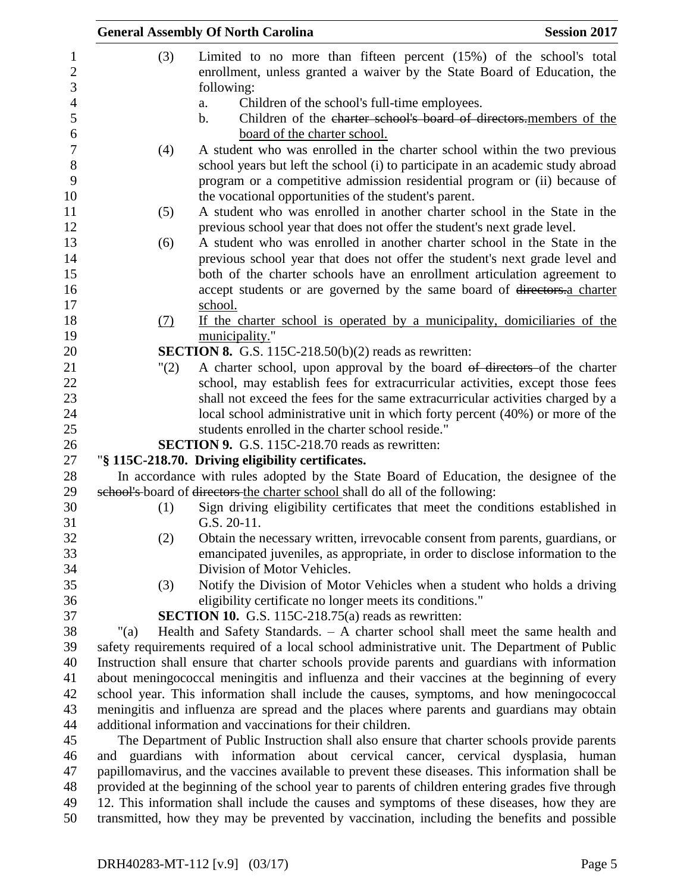(3) Limited to no more than fifteen percent (15%) of the school's total enrollment, unless granted a waiver by the State Board of Education, the following:

a. Children of the school's full-time employees.

b. Children of the ~~charter school's board of directors.~~<u>members of the board of the charter school.</u>

(4) A student who was enrolled in the charter school within the two previous school years but left the school (i) to participate in an academic study abroad program or a competitive admission residential program or (ii) because of the vocational opportunities of the student's parent.

(5) A student who was enrolled in another charter school in the State in the previous school year that does not offer the student's next grade level.

(6) A student who was enrolled in another charter school in the State in the previous school year that does not offer the student's next grade level and both of the charter schools have an enrollment articulation agreement to accept students or are governed by the same board of ~~directors.~~<u>a charter school.</u>

<u>(7) If the charter school is operated by a municipality, domiciliaries of the municipality.</u>"

**SECTION 8.** G.S. 115C-218.50(b)(2) reads as rewritten:

"(2) A charter school, upon approval by the board ~~of directors~~ of the charter school, may establish fees for extracurricular activities, except those fees shall not exceed the fees for the same extracurricular activities charged by a local school administrative unit in which forty percent (40%) or more of the students enrolled in the charter school reside."

**SECTION 9.** G.S. 115C-218.70 reads as rewritten:

"**§ 115C-218.70. Driving eligibility certificates.**

In accordance with rules adopted by the State Board of Education, the designee of the ~~school's~~ board of ~~directors~~ <u>the charter school</u> shall do all of the following:

(1) Sign driving eligibility certificates that meet the conditions established in G.S. 20-11.

(2) Obtain the necessary written, irrevocable consent from parents, guardians, or emancipated juveniles, as appropriate, in order to disclose information to the Division of Motor Vehicles.

(3) Notify the Division of Motor Vehicles when a student who holds a driving eligibility certificate no longer meets its conditions."

**SECTION 10.** G.S. 115C-218.75(a) reads as rewritten:

"(a) Health and Safety Standards. – A charter school shall meet the same health and safety requirements required of a local school administrative unit. The Department of Public Instruction shall ensure that charter schools provide parents and guardians with information about meningococcal meningitis and influenza and their vaccines at the beginning of every school year. This information shall include the causes, symptoms, and how meningococcal meningitis and influenza are spread and the places where parents and guardians may obtain additional information and vaccinations for their children.

The Department of Public Instruction shall also ensure that charter schools provide parents and guardians with information about cervical cancer, cervical dysplasia, human papillomavirus, and the vaccines available to prevent these diseases. This information shall be provided at the beginning of the school year to parents of children entering grades five through 12. This information shall include the causes and symptoms of these diseases, how they are transmitted, how they may be prevented by vaccination, including the benefits and possible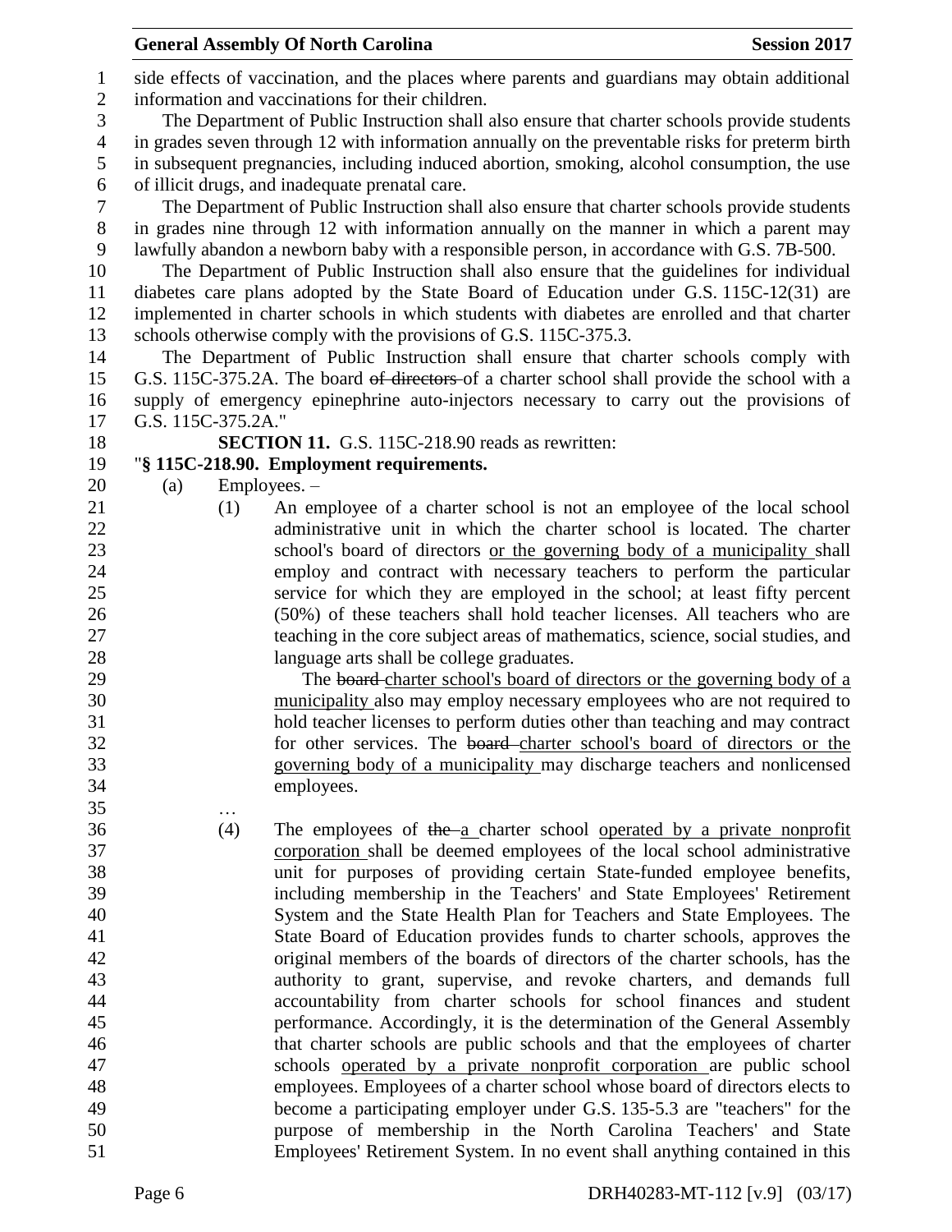side effects of vaccination, and the places where parents and guardians may obtain additional information and vaccinations for their children.

The Department of Public Instruction shall also ensure that charter schools provide students in grades seven through 12 with information annually on the preventable risks for preterm birth in subsequent pregnancies, including induced abortion, smoking, alcohol consumption, the use of illicit drugs, and inadequate prenatal care.

The Department of Public Instruction shall also ensure that charter schools provide students in grades nine through 12 with information annually on the manner in which a parent may lawfully abandon a newborn baby with a responsible person, in accordance with G.S. 7B-500.

The Department of Public Instruction shall also ensure that the guidelines for individual diabetes care plans adopted by the State Board of Education under G.S. 115C-12(31) are implemented in charter schools in which students with diabetes are enrolled and that charter schools otherwise comply with the provisions of G.S. 115C-375.3.

The Department of Public Instruction shall ensure that charter schools comply with G.S. 115C-375.2A. The board ~~of directors~~ of a charter school shall provide the school with a supply of emergency epinephrine auto-injectors necessary to carry out the provisions of G.S. 115C-375.2A."

**SECTION 11.** G.S. 115C-218.90 reads as rewritten:

"**§ 115C-218.90. Employment requirements.**

(a) Employees. –

(1) An employee of a charter school is not an employee of the local school administrative unit in which the charter school is located. The charter school's board of directors <u>or the governing body of a municipality</u> shall employ and contract with necessary teachers to perform the particular service for which they are employed in the school; at least fifty percent (50%) of these teachers shall hold teacher licenses. All teachers who are teaching in the core subject areas of mathematics, science, social studies, and language arts shall be college graduates.

The ~~board~~ <u>charter school's board of directors or the governing body of a municipality</u> also may employ necessary employees who are not required to hold teacher licenses to perform duties other than teaching and may contract for other services. The ~~board~~ <u>charter school's board of directors or the governing body of a municipality</u> may discharge teachers and nonlicensed employees.

…

(4) The employees of ~~the~~ <u>a</u> charter school <u>operated by a private nonprofit corporation</u> shall be deemed employees of the local school administrative unit for purposes of providing certain State-funded employee benefits, including membership in the Teachers' and State Employees' Retirement System and the State Health Plan for Teachers and State Employees. The State Board of Education provides funds to charter schools, approves the original members of the boards of directors of the charter schools, has the authority to grant, supervise, and revoke charters, and demands full accountability from charter schools for school finances and student performance. Accordingly, it is the determination of the General Assembly that charter schools are public schools and that the employees of charter schools <u>operated by a private nonprofit corporation</u> are public school employees. Employees of a charter school whose board of directors elects to become a participating employer under G.S. 135-5.3 are "teachers" for the purpose of membership in the North Carolina Teachers' and State Employees' Retirement System. In no event shall anything contained in this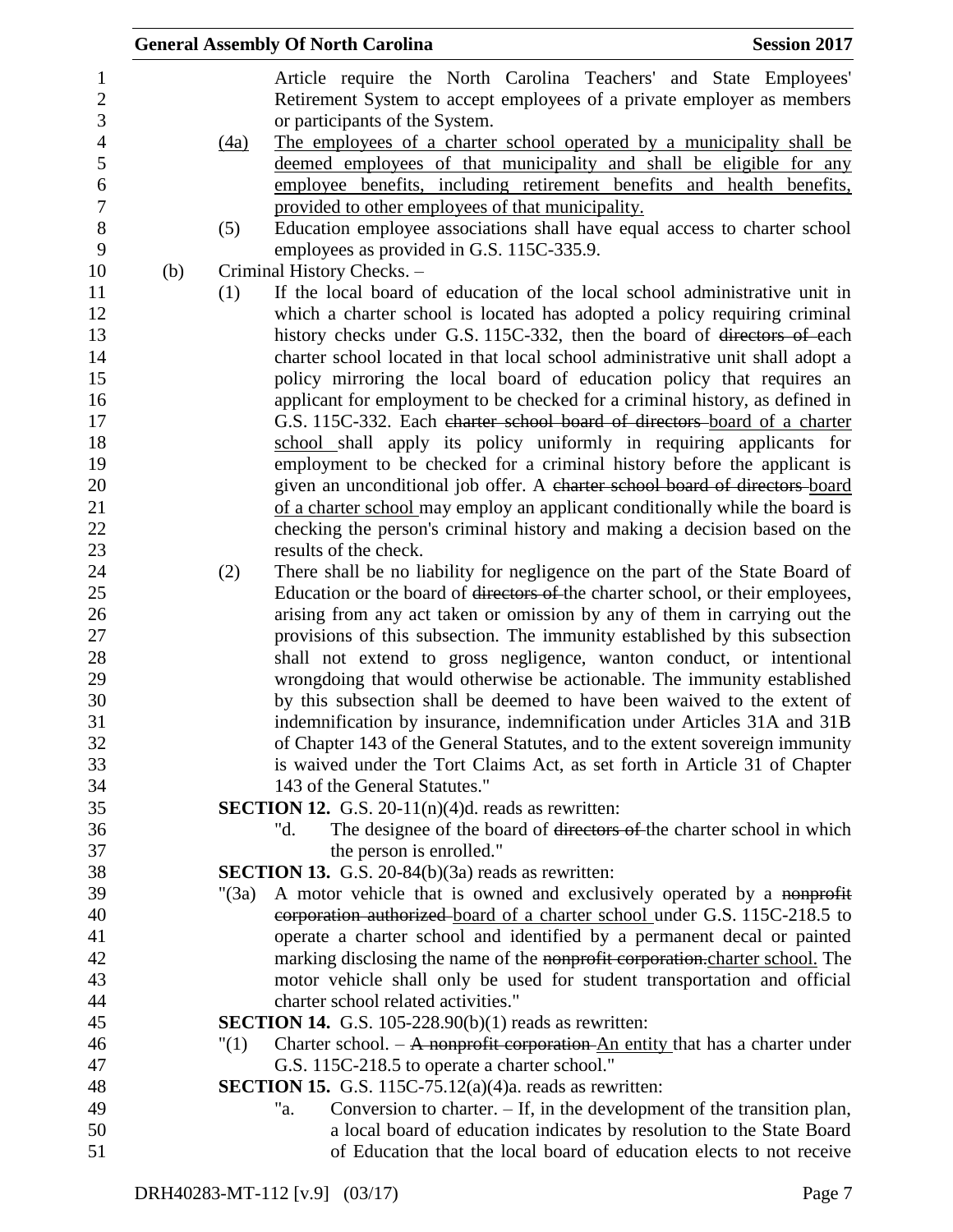Article require the North Carolina Teachers' and State Employees' Retirement System to accept employees of a private employer as members or participants of the System.

(4a) The employees of a charter school operated by a municipality shall be deemed employees of that municipality and shall be eligible for any employee benefits, including retirement benefits and health benefits, provided to other employees of that municipality.

(5) Education employee associations shall have equal access to charter school employees as provided in G.S. 115C-335.9.

(b) Criminal History Checks. –

(1) If the local board of education of the local school administrative unit in which a charter school is located has adopted a policy requiring criminal history checks under G.S. 115C-332, then the board of ~~directors of~~ each charter school located in that local school administrative unit shall adopt a policy mirroring the local board of education policy that requires an applicant for employment to be checked for a criminal history, as defined in G.S. 115C-332. Each ~~charter school board of directors~~ board of a charter school shall apply its policy uniformly in requiring applicants for employment to be checked for a criminal history before the applicant is given an unconditional job offer. A ~~charter school board of directors~~ board of a charter school may employ an applicant conditionally while the board is checking the person's criminal history and making a decision based on the results of the check.

(2) There shall be no liability for negligence on the part of the State Board of Education or the board of ~~directors of~~ the charter school, or their employees, arising from any act taken or omission by any of them in carrying out the provisions of this subsection. The immunity established by this subsection shall not extend to gross negligence, wanton conduct, or intentional wrongdoing that would otherwise be actionable. The immunity established by this subsection shall be deemed to have been waived to the extent of indemnification by insurance, indemnification under Articles 31A and 31B of Chapter 143 of the General Statutes, and to the extent sovereign immunity is waived under the Tort Claims Act, as set forth in Article 31 of Chapter 143 of the General Statutes."

**SECTION 12.** G.S. 20-11(n)(4)d. reads as rewritten:

"d. The designee of the board of ~~directors of~~ the charter school in which the person is enrolled."

**SECTION 13.** G.S. 20-84(b)(3a) reads as rewritten:

"(3a) A motor vehicle that is owned and exclusively operated by a ~~nonprofit corporation authorized~~ board of a charter school under G.S. 115C-218.5 to operate a charter school and identified by a permanent decal or painted marking disclosing the name of the ~~nonprofit corporation.~~charter school. The motor vehicle shall only be used for student transportation and official charter school related activities."

**SECTION 14.** G.S. 105-228.90(b)(1) reads as rewritten:

"(1) Charter school. – ~~A nonprofit corporation~~ An entity that has a charter under G.S. 115C-218.5 to operate a charter school."

**SECTION 15.** G.S. 115C-75.12(a)(4)a. reads as rewritten:

"a. Conversion to charter. – If, in the development of the transition plan, a local board of education indicates by resolution to the State Board of Education that the local board of education elects to not receive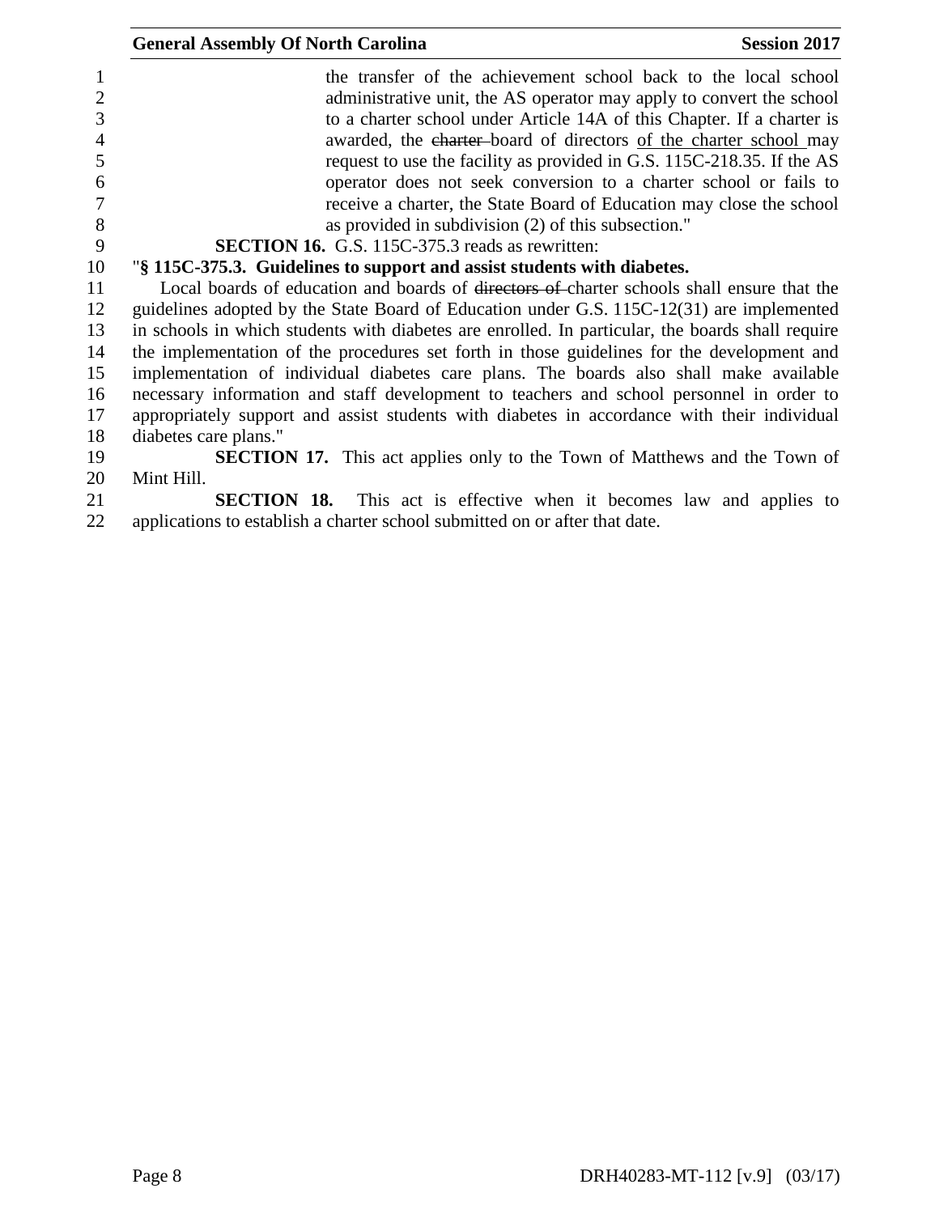the transfer of the achievement school back to the local school administrative unit, the AS operator may apply to convert the school to a charter school under Article 14A of this Chapter. If a charter is awarded, the ~~charter~~ board of directors <u>of the charter school</u> may request to use the facility as provided in G.S. 115C-218.35. If the AS operator does not seek conversion to a charter school or fails to receive a charter, the State Board of Education may close the school as provided in subdivision (2) of this subsection."

**SECTION 16.** G.S. 115C-375.3 reads as rewritten:

"**§ 115C-375.3. Guidelines to support and assist students with diabetes.**

Local boards of education and boards of ~~directors of~~ charter schools shall ensure that the guidelines adopted by the State Board of Education under G.S. 115C-12(31) are implemented in schools in which students with diabetes are enrolled. In particular, the boards shall require the implementation of the procedures set forth in those guidelines for the development and implementation of individual diabetes care plans. The boards also shall make available necessary information and staff development to teachers and school personnel in order to appropriately support and assist students with diabetes in accordance with their individual diabetes care plans."

**SECTION 17.** This act applies only to the Town of Matthews and the Town of Mint Hill.

**SECTION 18.** This act is effective when it becomes law and applies to applications to establish a charter school submitted on or after that date.